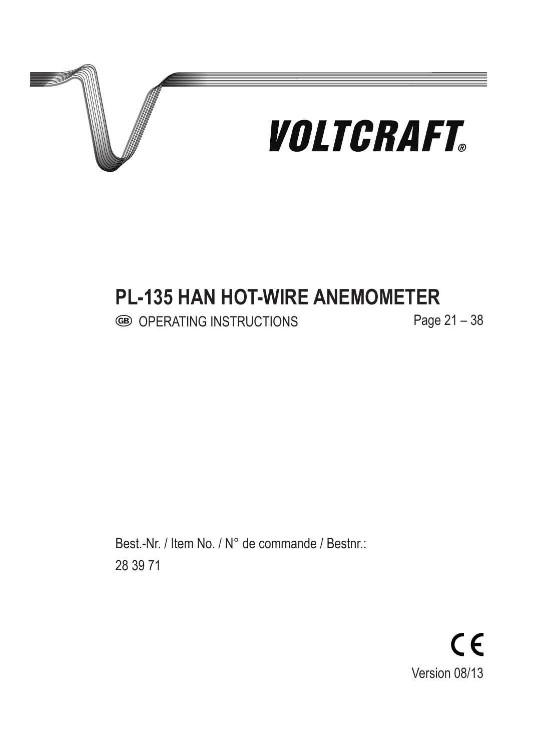VOLTCRAFT®

# PL-135 HAN HOT-WIRE ANEMOMETER

GB OPERATING INSTRUCTIONS Page 21 – 38

Best.-Nr. / Item No. / N° de commande / Bestnr.:

28 39 71

CE

Version 08/13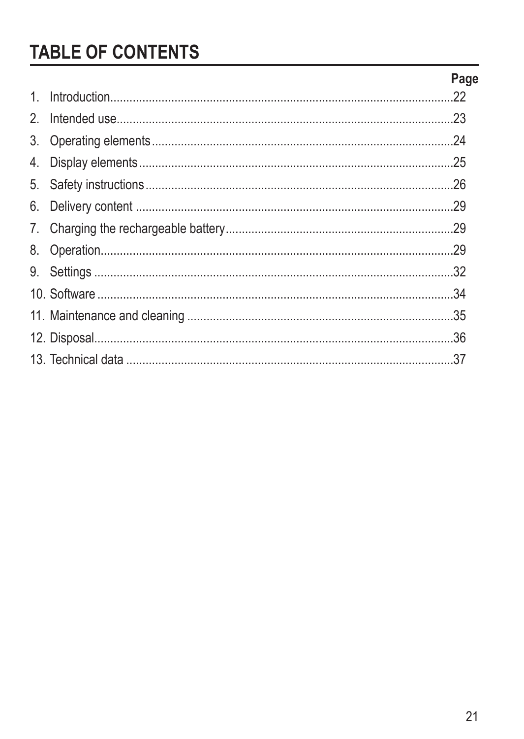# TABLE OF CONTENTS

| | | Page |
|---|---|---|
| 1. | Introduction | 22 |
| 2. | Intended use | 23 |
| 3. | Operating elements | 24 |
| 4. | Display elements | 25 |
| 5. | Safety instructions | 26 |
| 6. | Delivery content | 29 |
| 7. | Charging the rechargeable battery | 29 |
| 8. | Operation | 29 |
| 9. | Settings | 32 |
| 10. | Software | 34 |
| 11. | Maintenance and cleaning | 35 |
| 12. | Disposal | 36 |
| 13. | Technical data | 37 |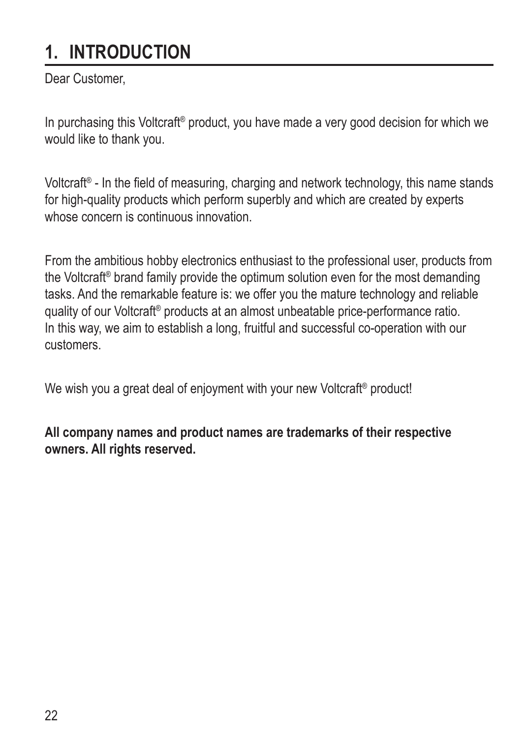# 1. INTRODUCTION

Dear Customer,

In purchasing this Voltcraft® product, you have made a very good decision for which we would like to thank you.

Voltcraft® - In the field of measuring, charging and network technology, this name stands for high-quality products which perform superbly and which are created by experts whose concern is continuous innovation.

From the ambitious hobby electronics enthusiast to the professional user, products from the Voltcraft® brand family provide the optimum solution even for the most demanding tasks. And the remarkable feature is: we offer you the mature technology and reliable quality of our Voltcraft® products at an almost unbeatable price-performance ratio. In this way, we aim to establish a long, fruitful and successful co-operation with our customers.

We wish you a great deal of enjoyment with your new Voltcraft® product!

**All company names and product names are trademarks of their respective owners. All rights reserved.**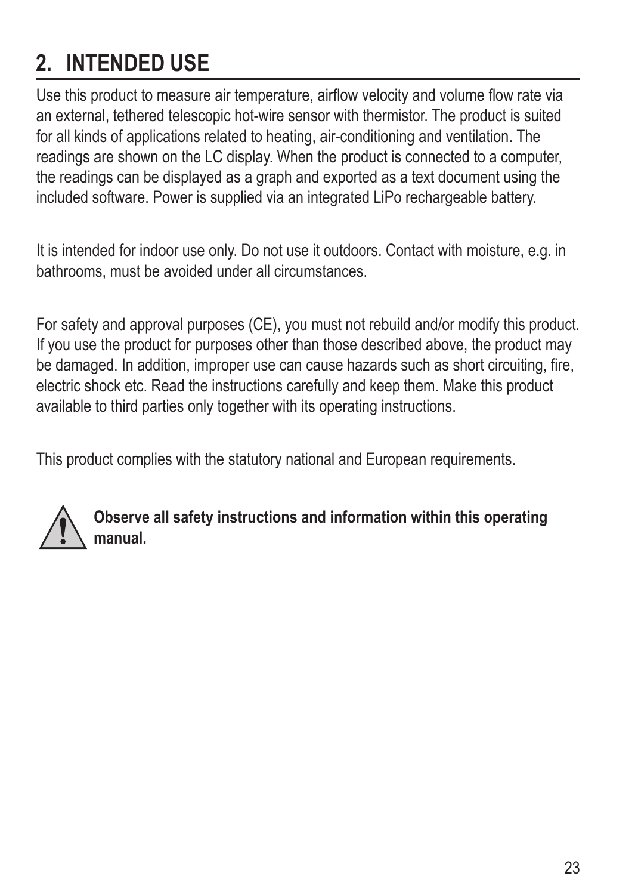## 2. INTENDED USE

Use this product to measure air temperature, airflow velocity and volume flow rate via an external, tethered telescopic hot-wire sensor with thermistor. The product is suited for all kinds of applications related to heating, air-conditioning and ventilation. The readings are shown on the LC display. When the product is connected to a computer, the readings can be displayed as a graph and exported as a text document using the included software. Power is supplied via an integrated LiPo rechargeable battery.

It is intended for indoor use only. Do not use it outdoors. Contact with moisture, e.g. in bathrooms, must be avoided under all circumstances.

For safety and approval purposes (CE), you must not rebuild and/or modify this product. If you use the product for purposes other than those described above, the product may be damaged. In addition, improper use can cause hazards such as short circuiting, fire, electric shock etc. Read the instructions carefully and keep them. Make this product available to third parties only together with its operating instructions.

This product complies with the statutory national and European requirements.

**Observe all safety instructions and information within this operating manual.**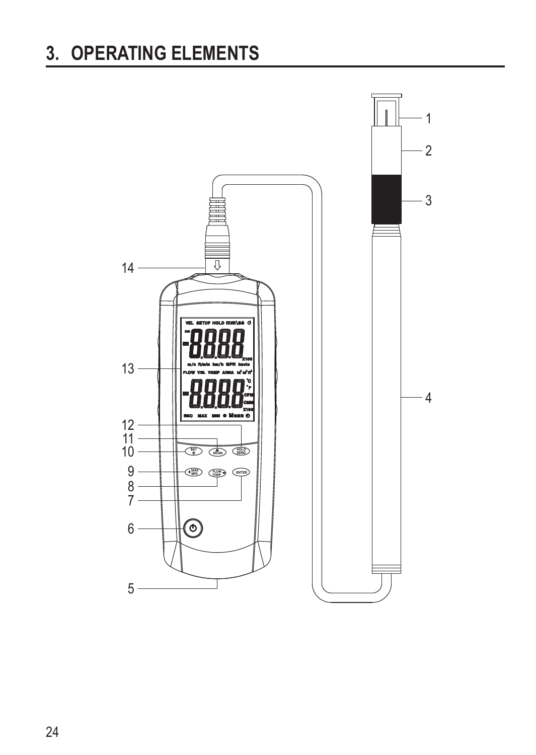# 3. OPERATING ELEMENTS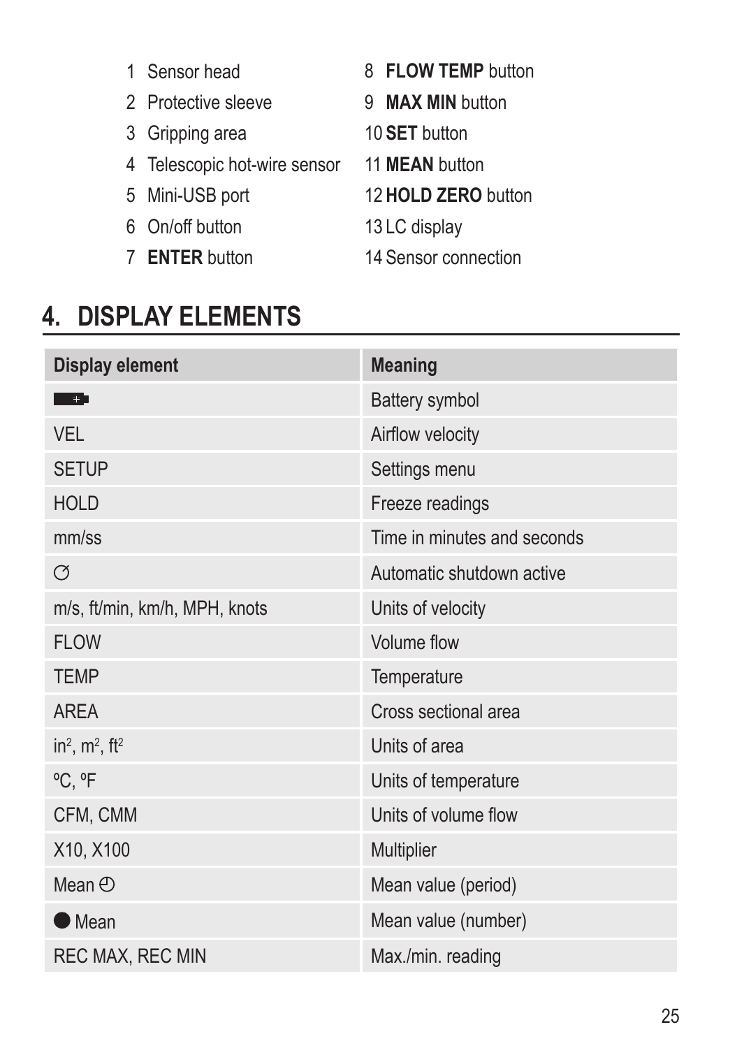1 Sensor head
2 Protective sleeve
3 Gripping area
4 Telescopic hot-wire sensor
5 Mini-USB port
6 On/off button
7 **ENTER** button
8 **FLOW TEMP** button
9 **MAX MIN** button
10 **SET** button
11 **MEAN** button
12 **HOLD ZERO** button
13 LC display
14 Sensor connection

## 4. DISPLAY ELEMENTS

| Display element | Meaning |
| --- | --- |
| (battery symbol) | Battery symbol |
| VEL | Airflow velocity |
| SETUP | Settings menu |
| HOLD | Freeze readings |
| mm/ss | Time in minutes and seconds |
| (auto-off symbol) | Automatic shutdown active |
| m/s, ft/min, km/h, MPH, knots | Units of velocity |
| FLOW | Volume flow |
| TEMP | Temperature |
| AREA | Cross sectional area |
| $in^2$, $m^2$, $ft^2$ | Units of area |
| ºC, ºF | Units of temperature |
| CFM, CMM | Units of volume flow |
| X10, X100 | Multiplier |
| Mean (clock symbol) | Mean value (period) |
| ● Mean | Mean value (number) |
| REC MAX, REC MIN | Max./min. reading |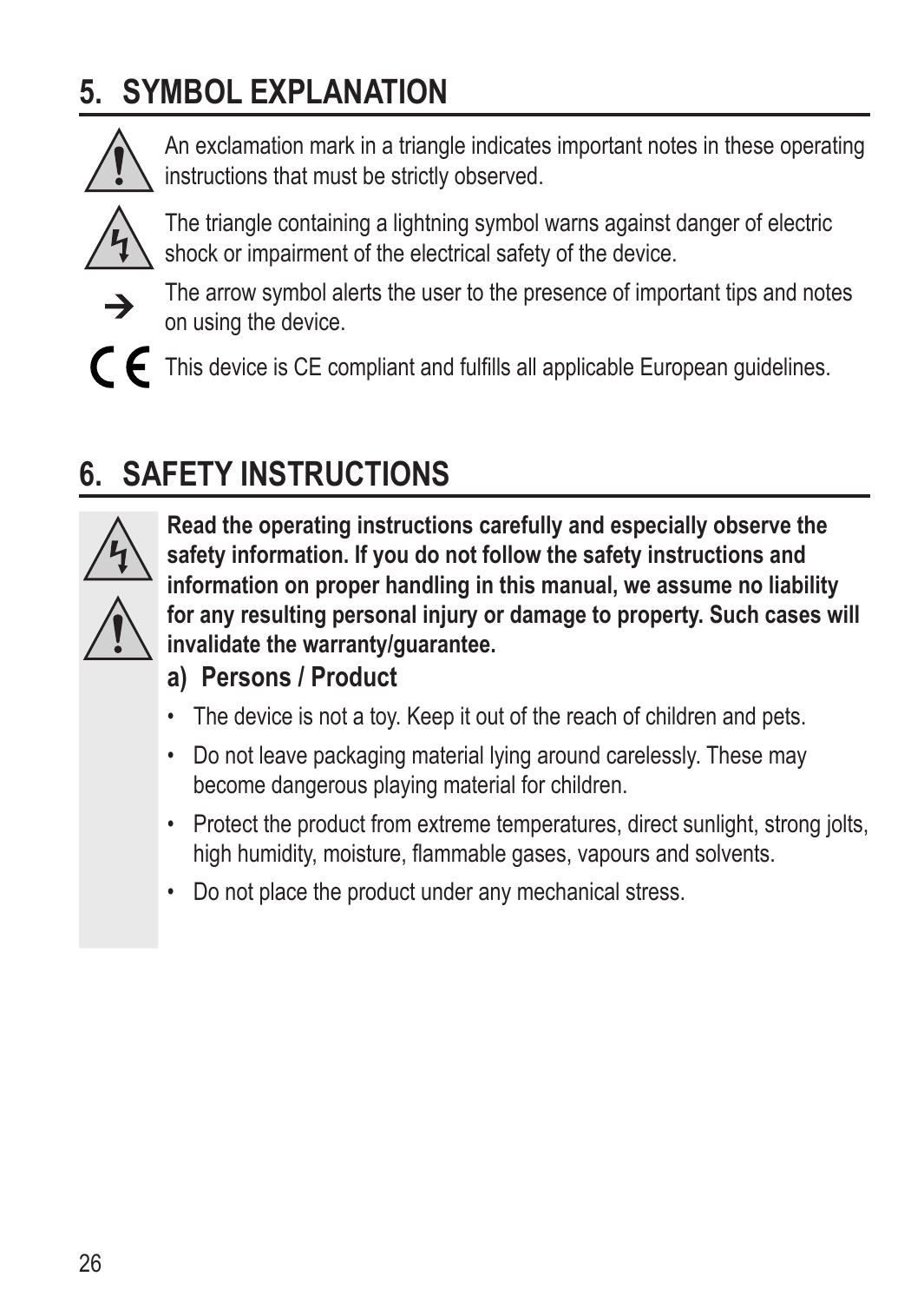# 5. SYMBOL EXPLANATION

An exclamation mark in a triangle indicates important notes in these operating instructions that must be strictly observed.

The triangle containing a lightning symbol warns against danger of electric shock or impairment of the electrical safety of the device.

The arrow symbol alerts the user to the presence of important tips and notes on using the device.

This device is CE compliant and fulfills all applicable European guidelines.

# 6. SAFETY INSTRUCTIONS

**Read the operating instructions carefully and especially observe the safety information. If you do not follow the safety instructions and information on proper handling in this manual, we assume no liability for any resulting personal injury or damage to property. Such cases will invalidate the warranty/guarantee.**

## a) Persons / Product

- The device is not a toy. Keep it out of the reach of children and pets.
- Do not leave packaging material lying around carelessly. These may become dangerous playing material for children.
- Protect the product from extreme temperatures, direct sunlight, strong jolts, high humidity, moisture, flammable gases, vapours and solvents.
- Do not place the product under any mechanical stress.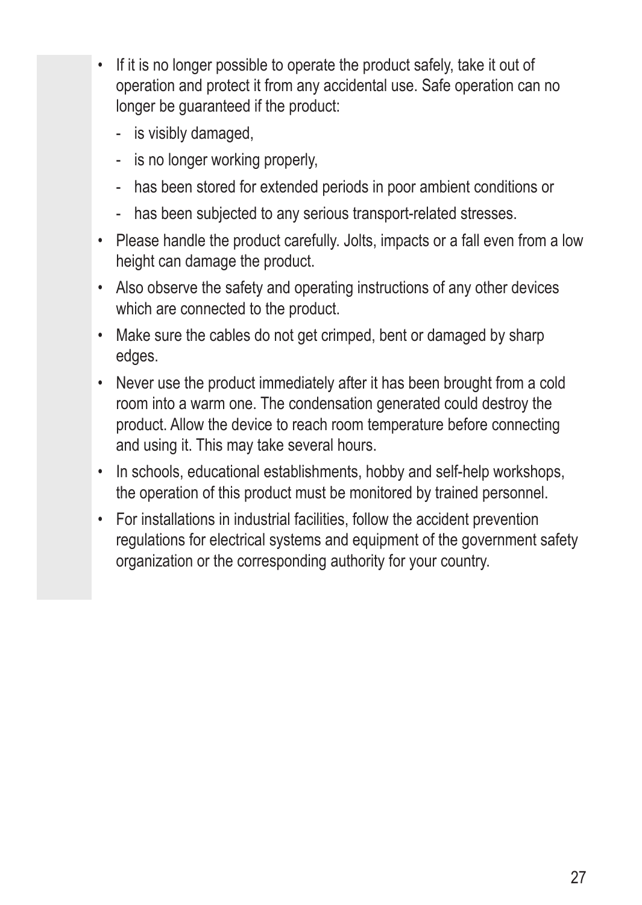- If it is no longer possible to operate the product safely, take it out of operation and protect it from any accidental use. Safe operation can no longer be guaranteed if the product:
  - is visibly damaged,
  - is no longer working properly,
  - has been stored for extended periods in poor ambient conditions or
  - has been subjected to any serious transport-related stresses.
- Please handle the product carefully. Jolts, impacts or a fall even from a low height can damage the product.
- Also observe the safety and operating instructions of any other devices which are connected to the product.
- Make sure the cables do not get crimped, bent or damaged by sharp edges.
- Never use the product immediately after it has been brought from a cold room into a warm one. The condensation generated could destroy the product. Allow the device to reach room temperature before connecting and using it. This may take several hours.
- In schools, educational establishments, hobby and self-help workshops, the operation of this product must be monitored by trained personnel.
- For installations in industrial facilities, follow the accident prevention regulations for electrical systems and equipment of the government safety organization or the corresponding authority for your country.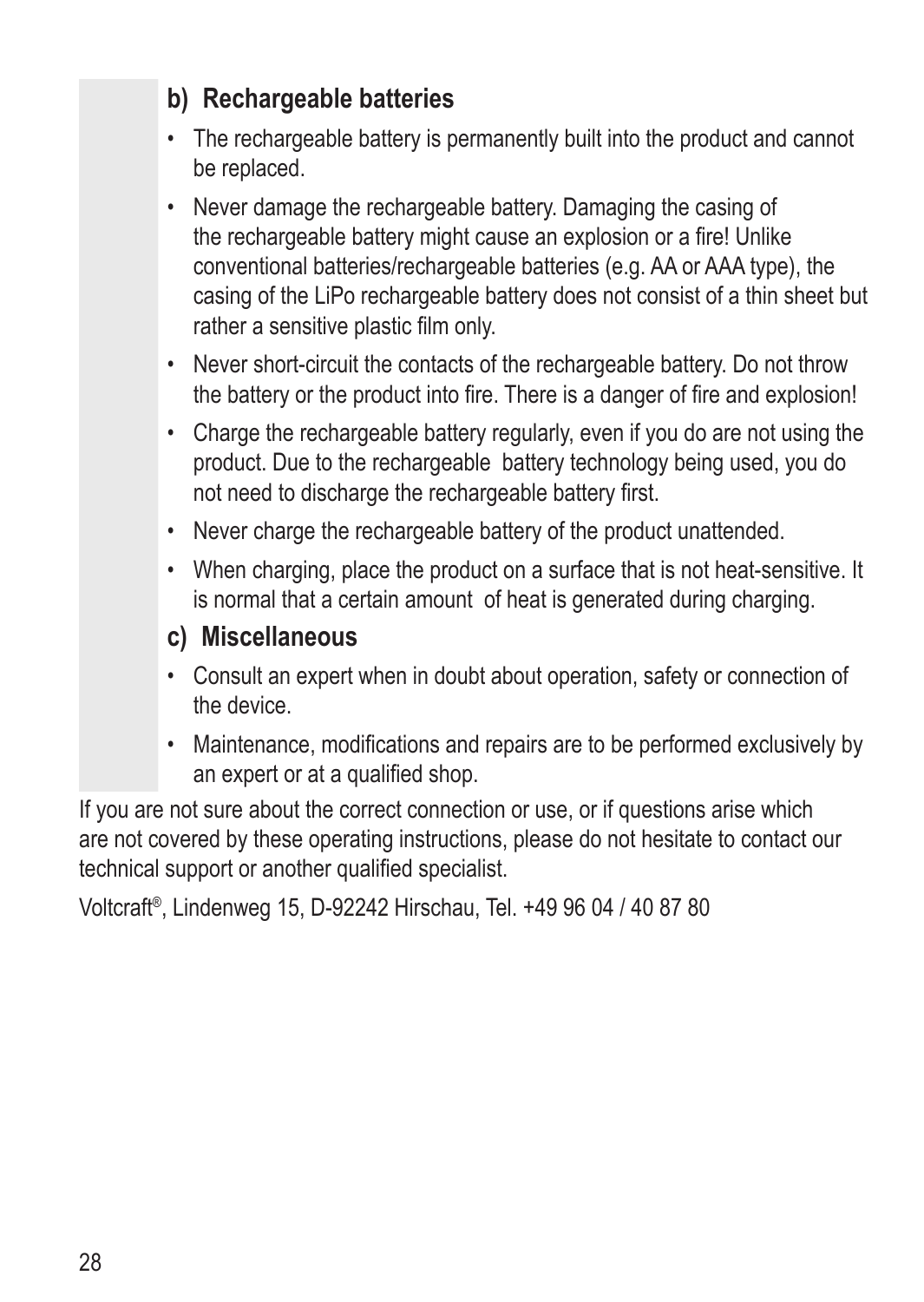### b) Rechargeable batteries

- The rechargeable battery is permanently built into the product and cannot be replaced.
- Never damage the rechargeable battery. Damaging the casing of the rechargeable battery might cause an explosion or a fire! Unlike conventional batteries/rechargeable batteries (e.g. AA or AAA type), the casing of the LiPo rechargeable battery does not consist of a thin sheet but rather a sensitive plastic film only.
- Never short-circuit the contacts of the rechargeable battery. Do not throw the battery or the product into fire. There is a danger of fire and explosion!
- Charge the rechargeable battery regularly, even if you do are not using the product. Due to the rechargeable battery technology being used, you do not need to discharge the rechargeable battery first.
- Never charge the rechargeable battery of the product unattended.
- When charging, place the product on a surface that is not heat-sensitive. It is normal that a certain amount of heat is generated during charging.

### c) Miscellaneous

- Consult an expert when in doubt about operation, safety or connection of the device.
- Maintenance, modifications and repairs are to be performed exclusively by an expert or at a qualified shop.

If you are not sure about the correct connection or use, or if questions arise which are not covered by these operating instructions, please do not hesitate to contact our technical support or another qualified specialist.

Voltcraft®, Lindenweg 15, D-92242 Hirschau, Tel. +49 96 04 / 40 87 80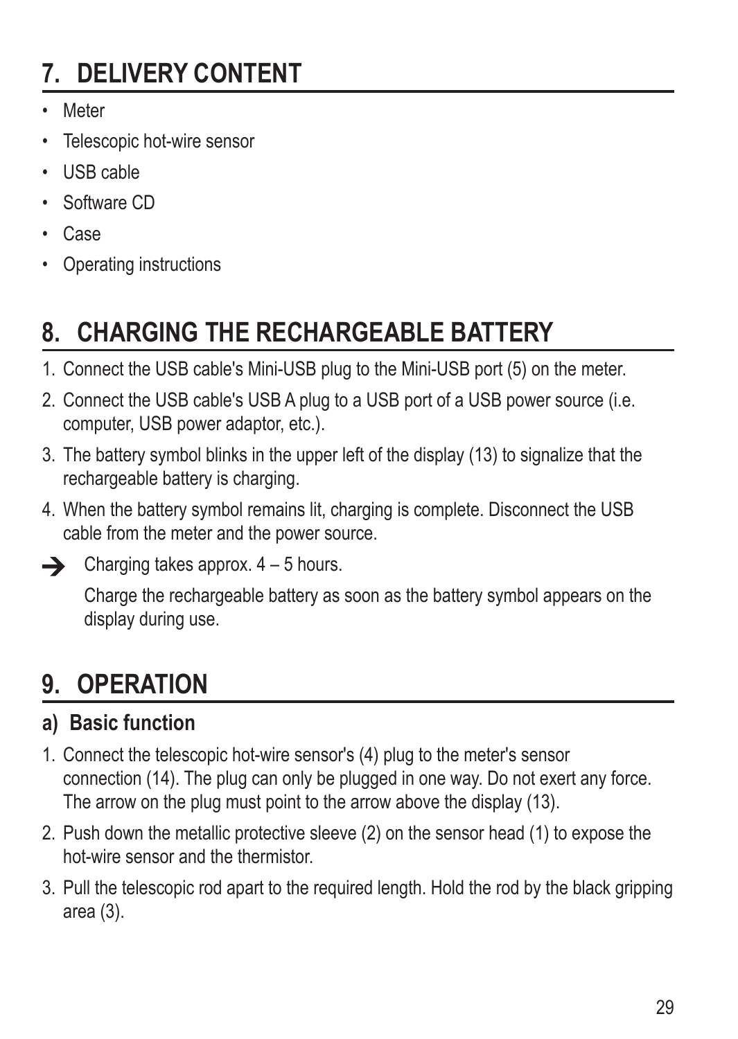# 7. DELIVERY CONTENT

- Meter
- Telescopic hot-wire sensor
- USB cable
- Software CD
- Case
- Operating instructions

# 8. CHARGING THE RECHARGEABLE BATTERY

1. Connect the USB cable's Mini-USB plug to the Mini-USB port (5) on the meter.
2. Connect the USB cable's USB A plug to a USB port of a USB power source (i.e. computer, USB power adaptor, etc.).
3. The battery symbol blinks in the upper left of the display (13) to signalize that the rechargeable battery is charging.
4. When the battery symbol remains lit, charging is complete. Disconnect the USB cable from the meter and the power source.

→ Charging takes approx. 4 – 5 hours.

Charge the rechargeable battery as soon as the battery symbol appears on the display during use.

# 9. OPERATION

## a) Basic function

1. Connect the telescopic hot-wire sensor's (4) plug to the meter's sensor connection (14). The plug can only be plugged in one way. Do not exert any force. The arrow on the plug must point to the arrow above the display (13).
2. Push down the metallic protective sleeve (2) on the sensor head (1) to expose the hot-wire sensor and the thermistor.
3. Pull the telescopic rod apart to the required length. Hold the rod by the black gripping area (3).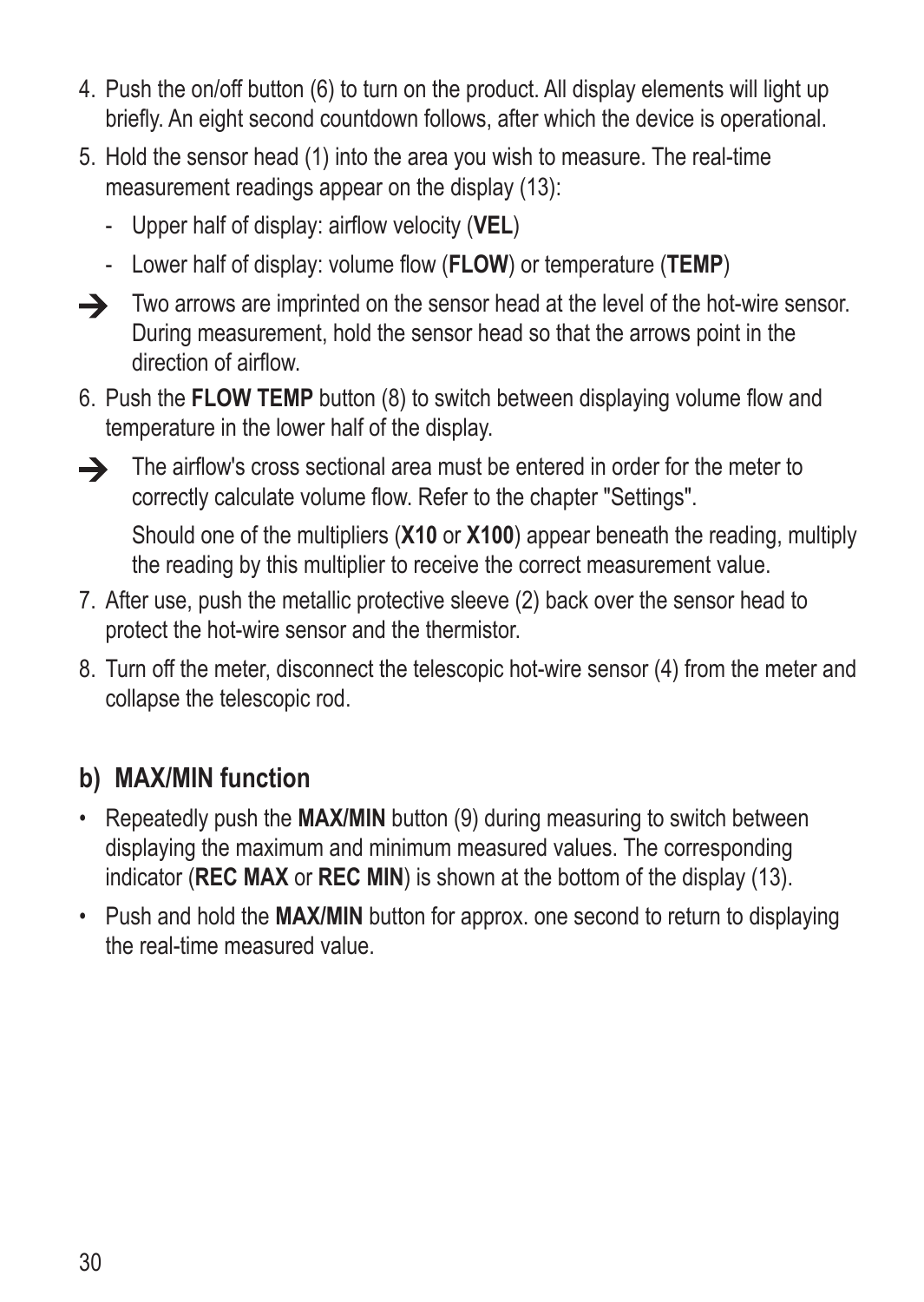4. Push the on/off button (6) to turn on the product. All display elements will light up briefly. An eight second countdown follows, after which the device is operational.

5. Hold the sensor head (1) into the area you wish to measure. The real-time measurement readings appear on the display (13):

   - Upper half of display: airflow velocity (**VEL**)
   - Lower half of display: volume flow (**FLOW**) or temperature (**TEMP**)

→ Two arrows are imprinted on the sensor head at the level of the hot-wire sensor. During measurement, hold the sensor head so that the arrows point in the direction of airflow.

6. Push the **FLOW TEMP** button (8) to switch between displaying volume flow and temperature in the lower half of the display.

→ The airflow's cross sectional area must be entered in order for the meter to correctly calculate volume flow. Refer to the chapter "Settings".

   Should one of the multipliers (**X10** or **X100**) appear beneath the reading, multiply the reading by this multiplier to receive the correct measurement value.

7. After use, push the metallic protective sleeve (2) back over the sensor head to protect the hot-wire sensor and the thermistor.

8. Turn off the meter, disconnect the telescopic hot-wire sensor (4) from the meter and collapse the telescopic rod.

## b) MAX/MIN function

- Repeatedly push the **MAX/MIN** button (9) during measuring to switch between displaying the maximum and minimum measured values. The corresponding indicator (**REC MAX** or **REC MIN**) is shown at the bottom of the display (13).
- Push and hold the **MAX/MIN** button for approx. one second to return to displaying the real-time measured value.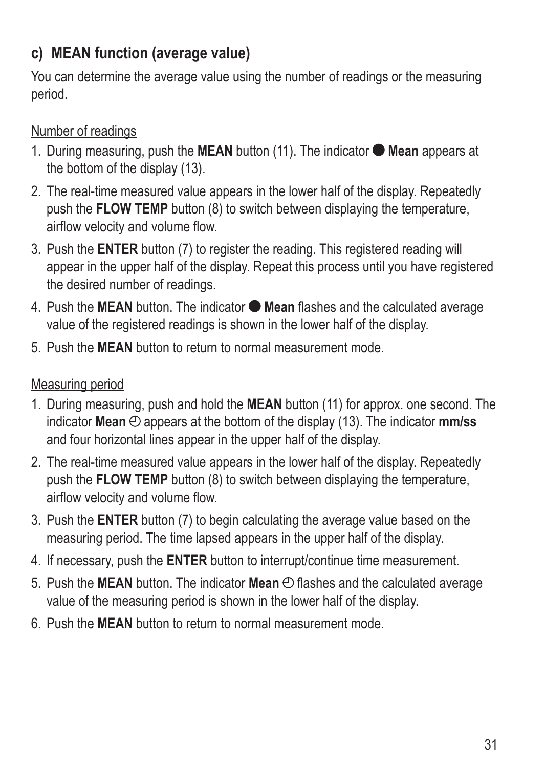## c) MEAN function (average value)

You can determine the average value using the number of readings or the measuring period.

Number of readings

1. During measuring, push the **MEAN** button (11). The indicator ● **Mean** appears at the bottom of the display (13).
2. The real-time measured value appears in the lower half of the display. Repeatedly push the **FLOW TEMP** button (8) to switch between displaying the temperature, airflow velocity and volume flow.
3. Push the **ENTER** button (7) to register the reading. This registered reading will appear in the upper half of the display. Repeat this process until you have registered the desired number of readings.
4. Push the **MEAN** button. The indicator ● **Mean** flashes and the calculated average value of the registered readings is shown in the lower half of the display.
5. Push the **MEAN** button to return to normal measurement mode.

Measuring period

1. During measuring, push and hold the **MEAN** button (11) for approx. one second. The indicator **Mean** ◷ appears at the bottom of the display (13). The indicator **mm/ss** and four horizontal lines appear in the upper half of the display.
2. The real-time measured value appears in the lower half of the display. Repeatedly push the **FLOW TEMP** button (8) to switch between displaying the temperature, airflow velocity and volume flow.
3. Push the **ENTER** button (7) to begin calculating the average value based on the measuring period. The time lapsed appears in the upper half of the display.
4. If necessary, push the **ENTER** button to interrupt/continue time measurement.
5. Push the **MEAN** button. The indicator **Mean** ◷ flashes and the calculated average value of the measuring period is shown in the lower half of the display.
6. Push the **MEAN** button to return to normal measurement mode.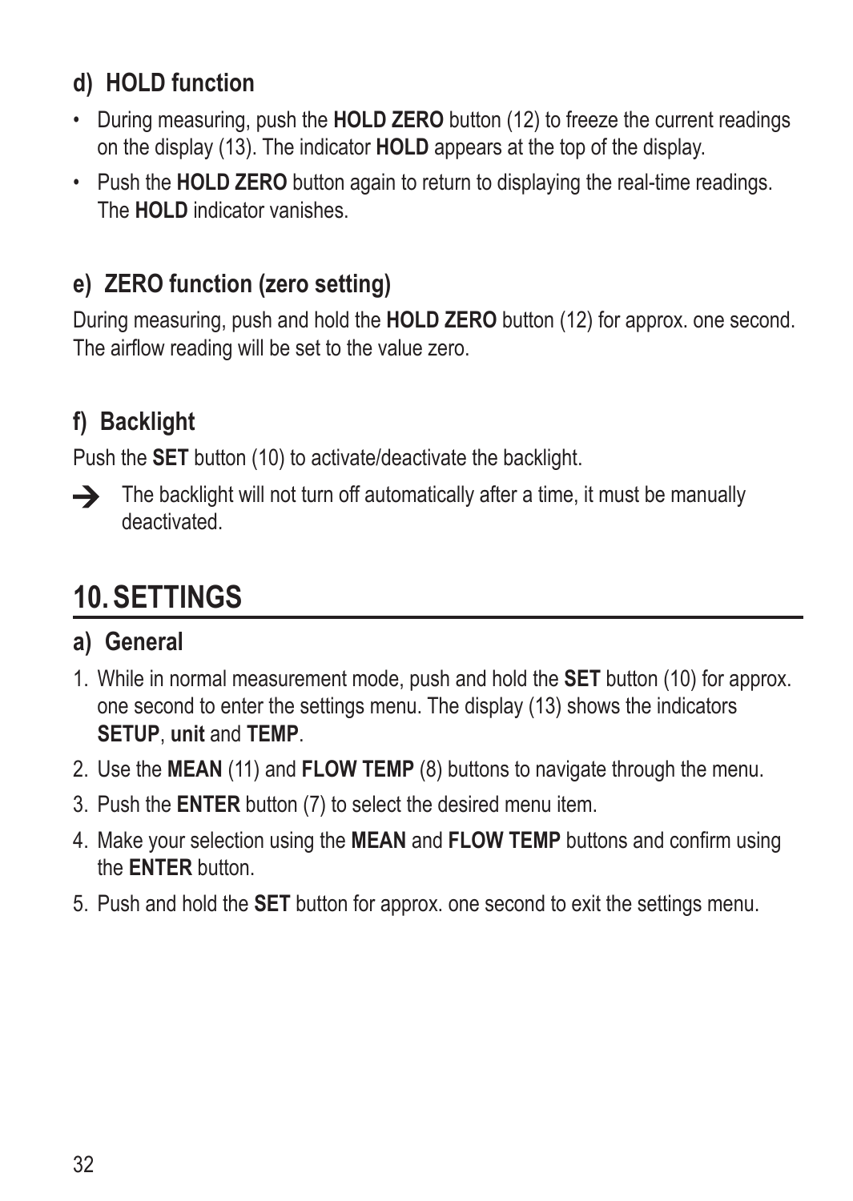### d) HOLD function

- During measuring, push the **HOLD ZERO** button (12) to freeze the current readings on the display (13). The indicator **HOLD** appears at the top of the display.
- Push the **HOLD ZERO** button again to return to displaying the real-time readings. The **HOLD** indicator vanishes.

### e) ZERO function (zero setting)

During measuring, push and hold the **HOLD ZERO** button (12) for approx. one second. The airflow reading will be set to the value zero.

### f) Backlight

Push the **SET** button (10) to activate/deactivate the backlight.

→ The backlight will not turn off automatically after a time, it must be manually deactivated.

## 10. SETTINGS

### a) General

1. While in normal measurement mode, push and hold the **SET** button (10) for approx. one second to enter the settings menu. The display (13) shows the indicators **SETUP**, **unit** and **TEMP**.
2. Use the **MEAN** (11) and **FLOW TEMP** (8) buttons to navigate through the menu.
3. Push the **ENTER** button (7) to select the desired menu item.
4. Make your selection using the **MEAN** and **FLOW TEMP** buttons and confirm using the **ENTER** button.
5. Push and hold the **SET** button for approx. one second to exit the settings menu.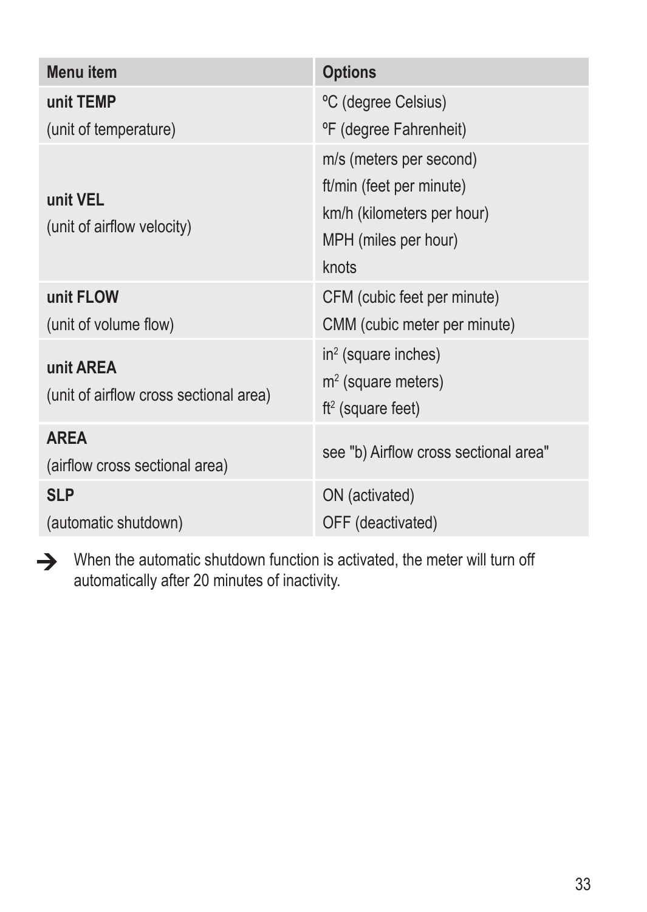| Menu item | Options |
| --- | --- |
| **unit TEMP**<br>(unit of temperature) | ºC (degree Celsius)<br>ºF (degree Fahrenheit) |
| **unit VEL**<br>(unit of airflow velocity) | m/s (meters per second)<br>ft/min (feet per minute)<br>km/h (kilometers per hour)<br>MPH (miles per hour)<br>knots |
| **unit FLOW**<br>(unit of volume flow) | CFM (cubic feet per minute)<br>CMM (cubic meter per minute) |
| **unit AREA**<br>(unit of airflow cross sectional area) | $in^2$ (square inches)<br>$m^2$ (square meters)<br>$ft^2$ (square feet) |
| **AREA**<br>(airflow cross sectional area) | see "b) Airflow cross sectional area" |
| **SLP**<br>(automatic shutdown) | ON (activated)<br>OFF (deactivated) |

→ When the automatic shutdown function is activated, the meter will turn off automatically after 20 minutes of inactivity.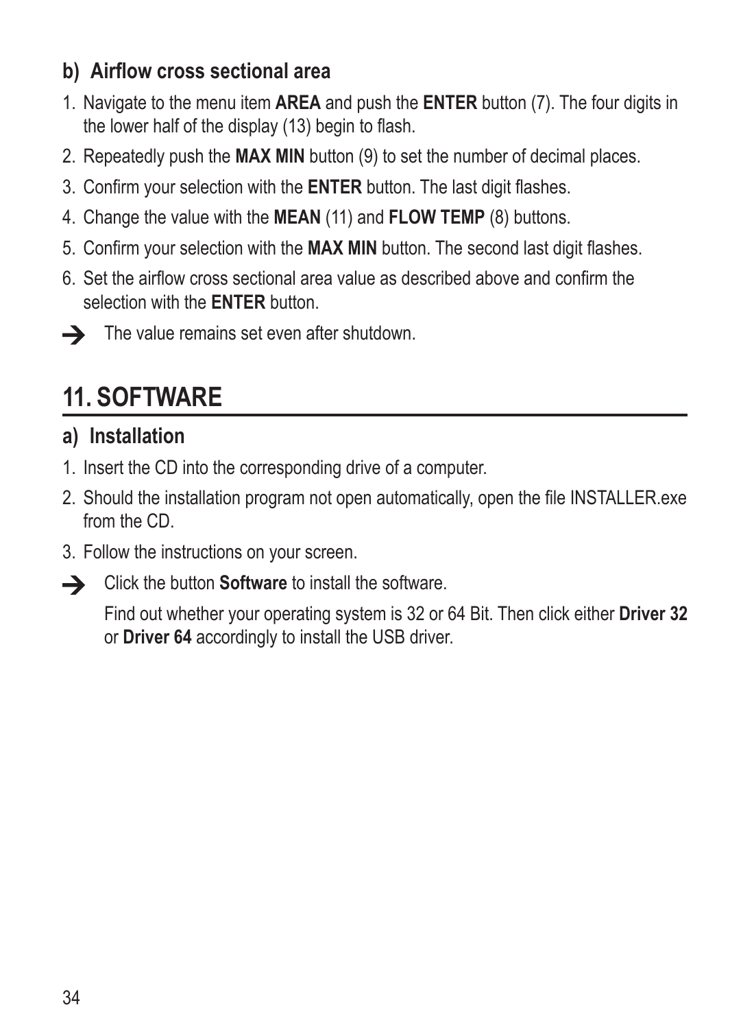### b) Airflow cross sectional area

1. Navigate to the menu item **AREA** and push the **ENTER** button (7). The four digits in the lower half of the display (13) begin to flash.
2. Repeatedly push the **MAX MIN** button (9) to set the number of decimal places.
3. Confirm your selection with the **ENTER** button. The last digit flashes.
4. Change the value with the **MEAN** (11) and **FLOW TEMP** (8) buttons.
5. Confirm your selection with the **MAX MIN** button. The second last digit flashes.
6. Set the airflow cross sectional area value as described above and confirm the selection with the **ENTER** button.

→ The value remains set even after shutdown.

## 11. SOFTWARE

### a) Installation

1. Insert the CD into the corresponding drive of a computer.
2. Should the installation program not open automatically, open the file INSTALLER.exe from the CD.
3. Follow the instructions on your screen.

→ Click the button **Software** to install the software.

Find out whether your operating system is 32 or 64 Bit. Then click either **Driver 32** or **Driver 64** accordingly to install the USB driver.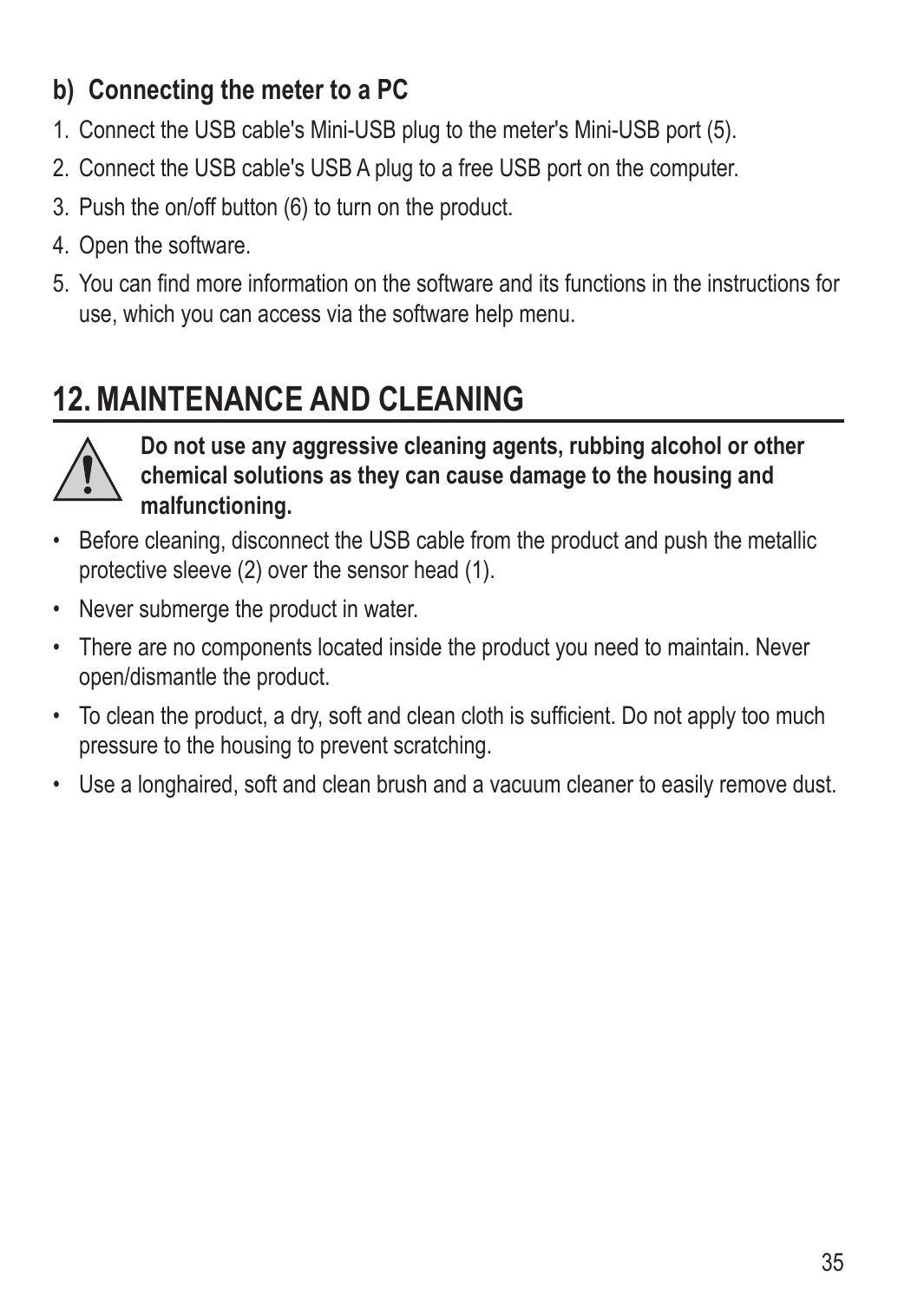### b) Connecting the meter to a PC

1. Connect the USB cable's Mini-USB plug to the meter's Mini-USB port (5).
2. Connect the USB cable's USB A plug to a free USB port on the computer.
3. Push the on/off button (6) to turn on the product.
4. Open the software.
5. You can find more information on the software and its functions in the instructions for use, which you can access via the software help menu.

## 12. MAINTENANCE AND CLEANING

**Do not use any aggressive cleaning agents, rubbing alcohol or other chemical solutions as they can cause damage to the housing and malfunctioning.**

- Before cleaning, disconnect the USB cable from the product and push the metallic protective sleeve (2) over the sensor head (1).
- Never submerge the product in water.
- There are no components located inside the product you need to maintain. Never open/dismantle the product.
- To clean the product, a dry, soft and clean cloth is sufficient. Do not apply too much pressure to the housing to prevent scratching.
- Use a longhaired, soft and clean brush and a vacuum cleaner to easily remove dust.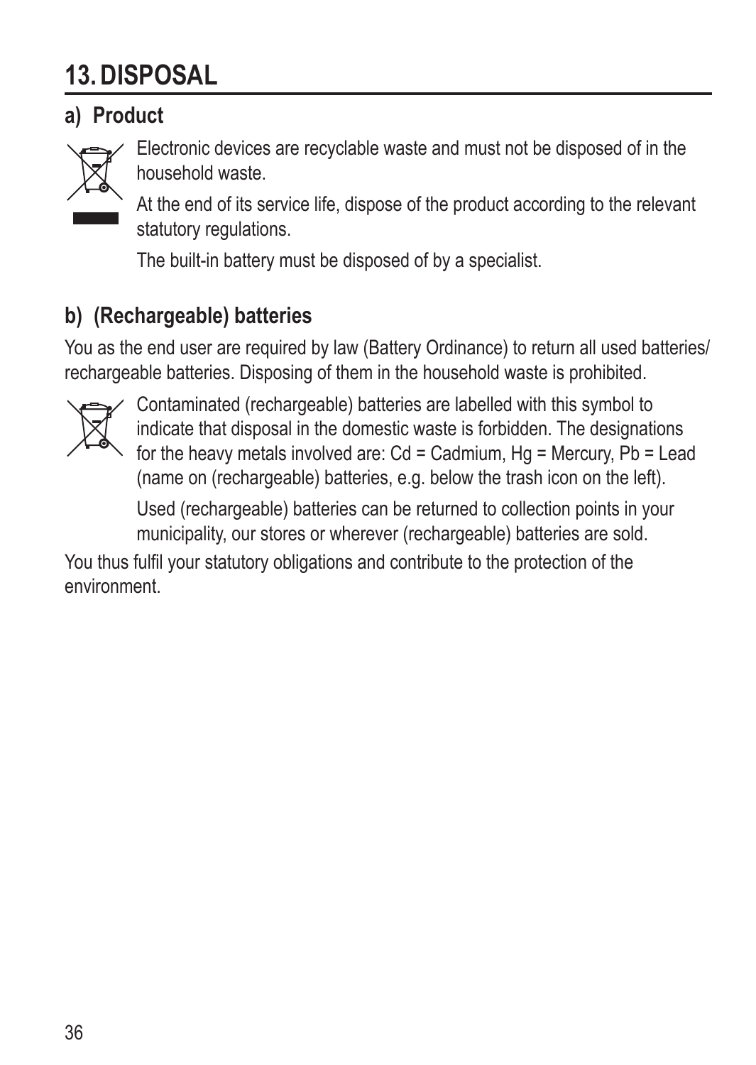# 13. DISPOSAL

## a) Product

Electronic devices are recyclable waste and must not be disposed of in the household waste.

At the end of its service life, dispose of the product according to the relevant statutory regulations.

The built-in battery must be disposed of by a specialist.

## b) (Rechargeable) batteries

You as the end user are required by law (Battery Ordinance) to return all used batteries/ rechargeable batteries. Disposing of them in the household waste is prohibited.

Contaminated (rechargeable) batteries are labelled with this symbol to indicate that disposal in the domestic waste is forbidden. The designations for the heavy metals involved are: Cd = Cadmium, Hg = Mercury, Pb = Lead (name on (rechargeable) batteries, e.g. below the trash icon on the left).

Used (rechargeable) batteries can be returned to collection points in your municipality, our stores or wherever (rechargeable) batteries are sold.

You thus fulfil your statutory obligations and contribute to the protection of the environment.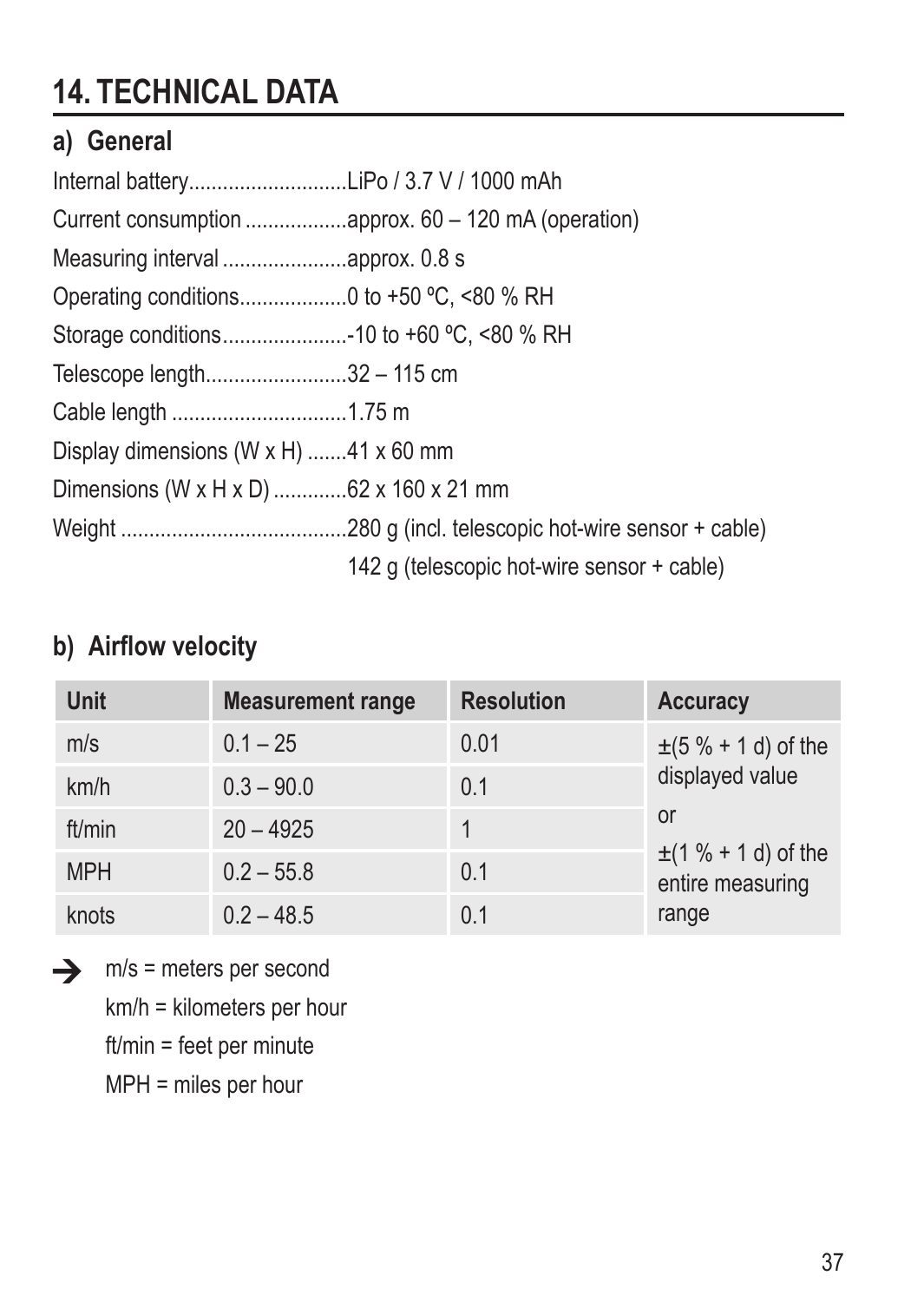# 14. TECHNICAL DATA

## a) General

Internal battery............................LiPo / 3.7 V / 1000 mAh

Current consumption ..................approx. 60 – 120 mA (operation)

Measuring interval ......................approx. 0.8 s

Operating conditions...................0 to +50 ºC, <80 % RH

Storage conditions......................-10 to +60 ºC, <80 % RH

Telescope length.........................32 – 115 cm

Cable length ...............................1.75 m

Display dimensions (W x H) .......41 x 60 mm

Dimensions (W x H x D) .............62 x 160 x 21 mm

Weight ........................................280 g (incl. telescopic hot-wire sensor + cable)
142 g (telescopic hot-wire sensor + cable)

## b) Airflow velocity

| Unit | Measurement range | Resolution | Accuracy |
|---|---|---|---|
| m/s | 0.1 – 25 | 0.01 | ±(5 % + 1 d) of the displayed value or ±(1 % + 1 d) of the entire measuring range |
| km/h | 0.3 – 90.0 | 0.1 | |
| ft/min | 20 – 4925 | 1 | |
| MPH | 0.2 – 55.8 | 0.1 | |
| knots | 0.2 – 48.5 | 0.1 | |

→ m/s = meters per second
km/h = kilometers per hour
ft/min = feet per minute
MPH = miles per hour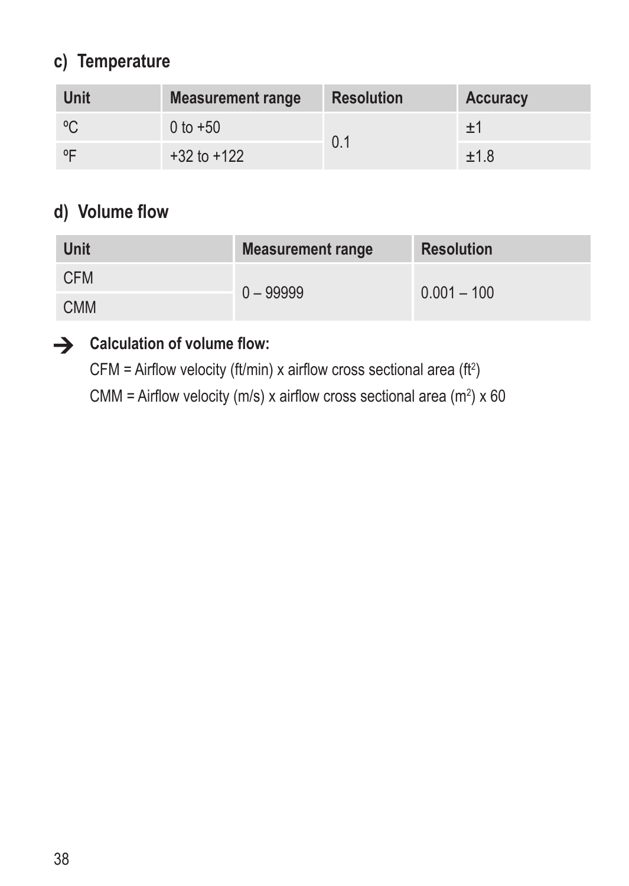## c) Temperature

| Unit | Measurement range | Resolution | Accuracy |
|---|---|---|---|
| ºC | 0 to +50 | 0.1 | ±1 |
| ºF | +32 to +122 | | ±1.8 |

## d) Volume flow

| Unit | Measurement range | Resolution |
|---|---|---|
| CFM | 0 – 99999 | 0.001 – 100 |
| CMM | | |

→ **Calculation of volume flow:**

CFM = Airflow velocity (ft/min) x airflow cross sectional area ($ft^2$)

CMM = Airflow velocity (m/s) x airflow cross sectional area ($m^2$) x 60